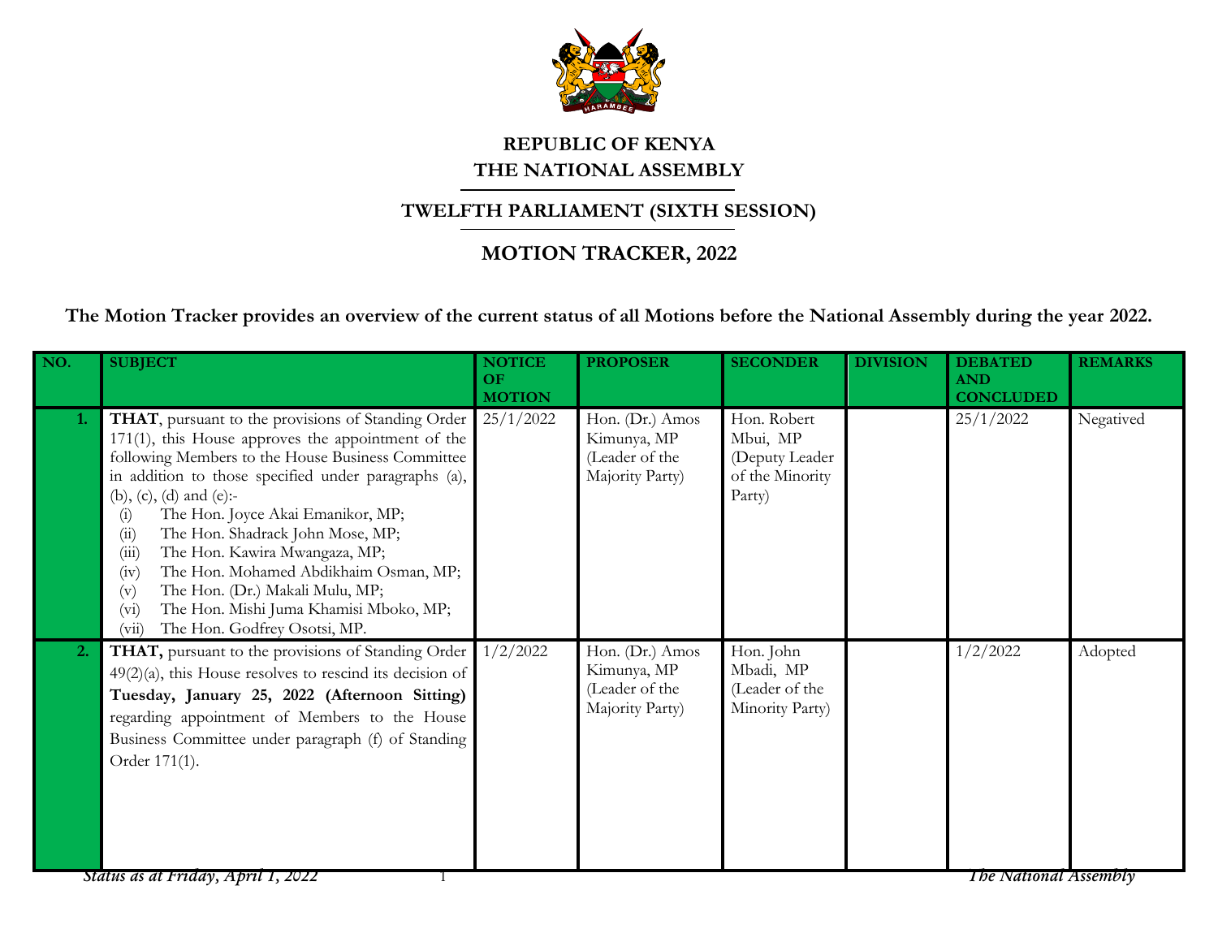# REPUBLIC OF KENYA
# THE NATIONAL ASSEMBLY

## TWELFTH PARLIAMENT (SIXTH SESSION)

## MOTION TRACKER, 2022

**The Motion Tracker provides an overview of the current status of all Motions before the National Assembly during the year 2022.**

| NO. | SUBJECT | NOTICE OF MOTION | PROPOSER | SECONDER | DIVISION | DEBATED AND CONCLUDED | REMARKS |
|---|---|---|---|---|---|---|---|
| 1. | **THAT**, pursuant to the provisions of Standing Order 171(1), this House approves the appointment of the following Members to the House Business Committee in addition to those specified under paragraphs (a), (b), (c), (d) and (e):- (i) The Hon. Joyce Akai Emanikor, MP; (ii) The Hon. Shadrack John Mose, MP; (iii) The Hon. Kawira Mwangaza, MP; (iv) The Hon. Mohamed Abdikhaim Osman, MP; (v) The Hon. (Dr.) Makali Mulu, MP; (vi) The Hon. Mishi Juma Khamisi Mboko, MP; (vii) The Hon. Godfrey Osotsi, MP. | 25/1/2022 | Hon. (Dr.) Amos Kimunya, MP (Leader of the Majority Party) | Hon. Robert Mbui, MP (Deputy Leader of the Minority Party) | | 25/1/2022 | Negatived |
| 2. | **THAT,** pursuant to the provisions of Standing Order 49(2)(a), this House resolves to rescind its decision of **Tuesday, January 25, 2022 (Afternoon Sitting)** regarding appointment of Members to the House Business Committee under paragraph (f) of Standing Order 171(1). | 1/2/2022 | Hon. (Dr.) Amos Kimunya, MP (Leader of the Majority Party) | Hon. John Mbadi, MP (Leader of the Minority Party) | | 1/2/2022 | Adopted |

*Status as at Friday, April 1, 2022* *The National Assembly*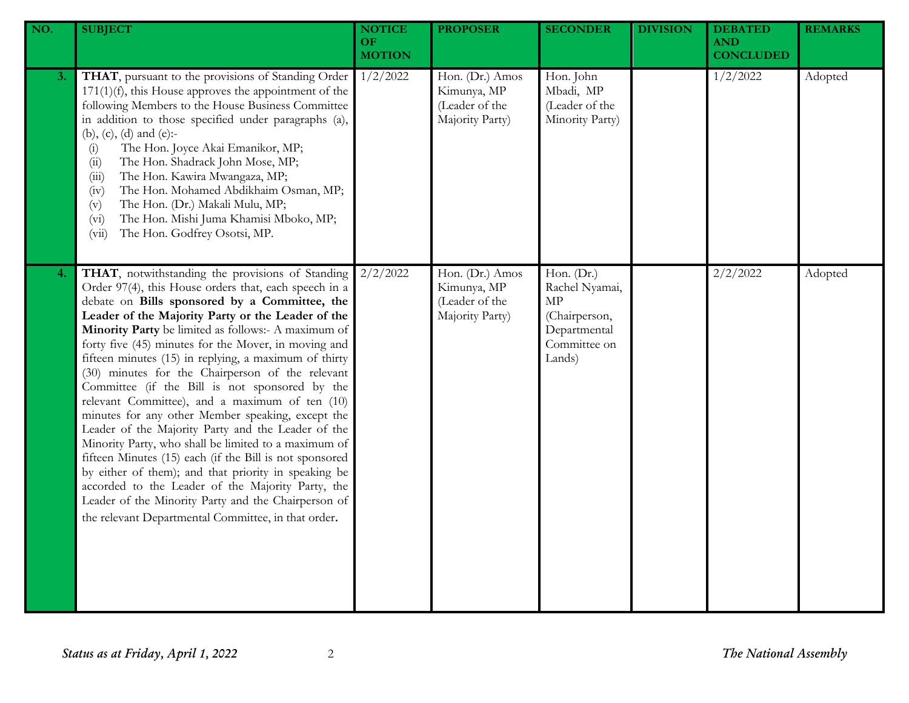| NO. | SUBJECT | NOTICE OF MOTION | PROPOSER | SECONDER | DIVISION | DEBATED AND CONCLUDED | REMARKS |
|---|---|---|---|---|---|---|---|
| 3. | **THAT**, pursuant to the provisions of Standing Order 171(1)(f), this House approves the appointment of the following Members to the House Business Committee in addition to those specified under paragraphs (a), (b), (c), (d) and (e):- (i) The Hon. Joyce Akai Emanikor, MP; (ii) The Hon. Shadrack John Mose, MP; (iii) The Hon. Kawira Mwangaza, MP; (iv) The Hon. Mohamed Abdikhaim Osman, MP; (v) The Hon. (Dr.) Makali Mulu, MP; (vi) The Hon. Mishi Juma Khamisi Mboko, MP; (vii) The Hon. Godfrey Osotsi, MP. | 1/2/2022 | Hon. (Dr.) Amos Kimunya, MP (Leader of the Majority Party) | Hon. John Mbadi, MP (Leader of the Minority Party) | | 1/2/2022 | Adopted |
| 4. | **THAT**, notwithstanding the provisions of Standing Order 97(4), this House orders that, each speech in a debate on **Bills sponsored by a Committee, the Leader of the Majority Party or the Leader of the Minority Party** be limited as follows:- A maximum of forty five (45) minutes for the Mover, in moving and fifteen minutes (15) in replying, a maximum of thirty (30) minutes for the Chairperson of the relevant Committee (if the Bill is not sponsored by the relevant Committee), and a maximum of ten (10) minutes for any other Member speaking, except the Leader of the Majority Party and the Leader of the Minority Party, who shall be limited to a maximum of fifteen Minutes (15) each (if the Bill is not sponsored by either of them); and that priority in speaking be accorded to the Leader of the Majority Party, the Leader of the Minority Party and the Chairperson of the relevant Departmental Committee, in that order. | 2/2/2022 | Hon. (Dr.) Amos Kimunya, MP (Leader of the Majority Party) | Hon. (Dr.) Rachel Nyamai, MP (Chairperson, Departmental Committee on Lands) | | 2/2/2022 | Adopted |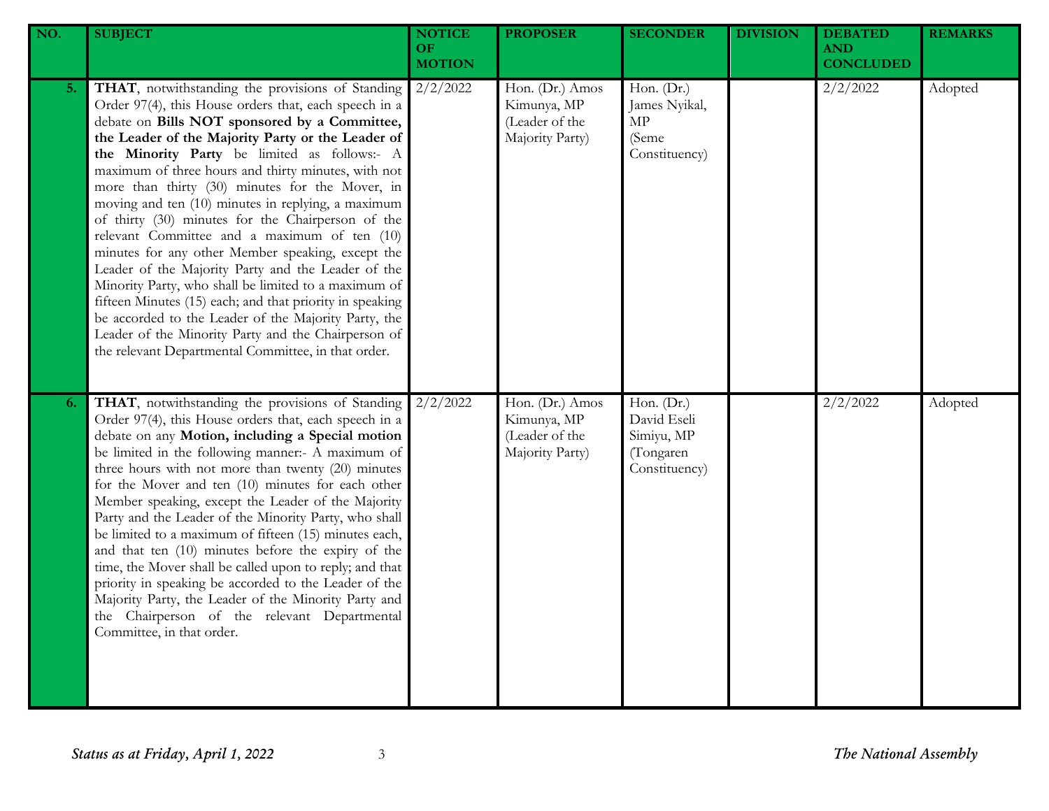| NO. | SUBJECT | NOTICE OF MOTION | PROPOSER | SECONDER | DIVISION | DEBATED AND CONCLUDED | REMARKS |
|---|---|---|---|---|---|---|---|
| 5. | **THAT**, notwithstanding the provisions of Standing Order 97(4), this House orders that, each speech in a debate on **Bills NOT sponsored by a Committee, the Leader of the Majority Party or the Leader of the Minority Party** be limited as follows:- A maximum of three hours and thirty minutes, with not more than thirty (30) minutes for the Mover, in moving and ten (10) minutes in replying, a maximum of thirty (30) minutes for the Chairperson of the relevant Committee and a maximum of ten (10) minutes for any other Member speaking, except the Leader of the Majority Party and the Leader of the Minority Party, who shall be limited to a maximum of fifteen Minutes (15) each; and that priority in speaking be accorded to the Leader of the Majority Party, the Leader of the Minority Party and the Chairperson of the relevant Departmental Committee, in that order. | 2/2/2022 | Hon. (Dr.) Amos Kimunya, MP (Leader of the Majority Party) | Hon. (Dr.) James Nyikal, MP (Seme Constituency) | | 2/2/2022 | Adopted |
| 6. | **THAT**, notwithstanding the provisions of Standing Order 97(4), this House orders that, each speech in a debate on any **Motion, including a Special motion** be limited in the following manner:- A maximum of three hours with not more than twenty (20) minutes for the Mover and ten (10) minutes for each other Member speaking, except the Leader of the Majority Party and the Leader of the Minority Party, who shall be limited to a maximum of fifteen (15) minutes each, and that ten (10) minutes before the expiry of the time, the Mover shall be called upon to reply; and that priority in speaking be accorded to the Leader of the Majority Party, the Leader of the Minority Party and the Chairperson of the relevant Departmental Committee, in that order. | 2/2/2022 | Hon. (Dr.) Amos Kimunya, MP (Leader of the Majority Party) | Hon. (Dr.) David Eseli Simiyu, MP (Tongaren Constituency) | | 2/2/2022 | Adopted |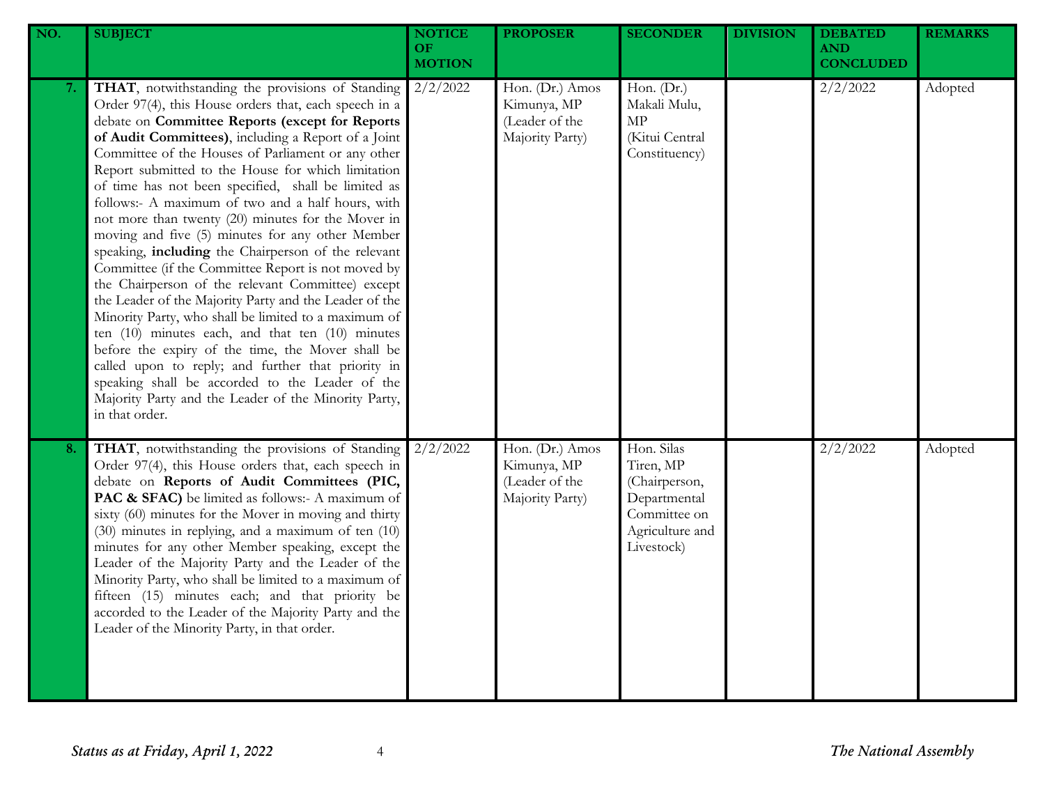| NO. | SUBJECT | NOTICE OF MOTION | PROPOSER | SECONDER | DIVISION | DEBATED AND CONCLUDED | REMARKS |
|---|---|---|---|---|---|---|---|
| 7. | **THAT**, notwithstanding the provisions of Standing Order 97(4), this House orders that, each speech in a debate on **Committee Reports (except for Reports of Audit Committees)**, including a Report of a Joint Committee of the Houses of Parliament or any other Report submitted to the House for which limitation of time has not been specified, shall be limited as follows:- A maximum of two and a half hours, with not more than twenty (20) minutes for the Mover in moving and five (5) minutes for any other Member speaking, **including** the Chairperson of the relevant Committee (if the Committee Report is not moved by the Chairperson of the relevant Committee) except the Leader of the Majority Party and the Leader of the Minority Party, who shall be limited to a maximum of ten (10) minutes each, and that ten (10) minutes before the expiry of the time, the Mover shall be called upon to reply; and further that priority in speaking shall be accorded to the Leader of the Majority Party and the Leader of the Minority Party, in that order. | 2/2/2022 | Hon. (Dr.) Amos Kimunya, MP (Leader of the Majority Party) | Hon. (Dr.) Makali Mulu, MP (Kitui Central Constituency) | | 2/2/2022 | Adopted |
| 8. | **THAT**, notwithstanding the provisions of Standing Order 97(4), this House orders that, each speech in debate on **Reports of Audit Committees (PIC, PAC & SFAC)** be limited as follows:- A maximum of sixty (60) minutes for the Mover in moving and thirty (30) minutes in replying, and a maximum of ten (10) minutes for any other Member speaking, except the Leader of the Majority Party and the Leader of the Minority Party, who shall be limited to a maximum of fifteen (15) minutes each; and that priority be accorded to the Leader of the Majority Party and the Leader of the Minority Party, in that order. | 2/2/2022 | Hon. (Dr.) Amos Kimunya, MP (Leader of the Majority Party) | Hon. Silas Tiren, MP (Chairperson, Departmental Committee on Agriculture and Livestock) | | 2/2/2022 | Adopted |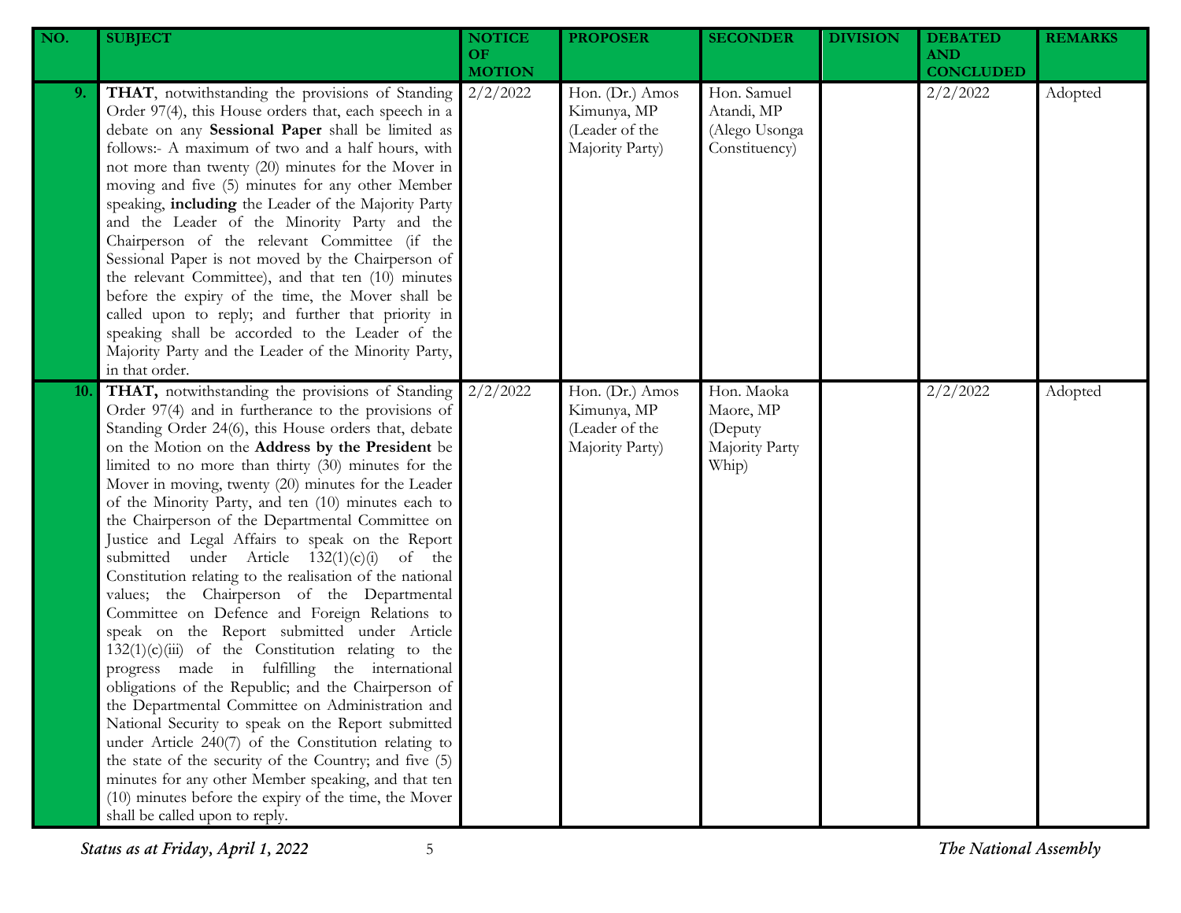| NO. | SUBJECT | NOTICE OF MOTION | PROPOSER | SECONDER | DIVISION | DEBATED AND CONCLUDED | REMARKS |
|---|---|---|---|---|---|---|---|
| 9. | **THAT**, notwithstanding the provisions of Standing Order 97(4), this House orders that, each speech in a debate on any **Sessional Paper** shall be limited as follows:- A maximum of two and a half hours, with not more than twenty (20) minutes for the Mover in moving and five (5) minutes for any other Member speaking, **including** the Leader of the Majority Party and the Leader of the Minority Party and the Chairperson of the relevant Committee (if the Sessional Paper is not moved by the Chairperson of the relevant Committee), and that ten (10) minutes before the expiry of the time, the Mover shall be called upon to reply; and further that priority in speaking shall be accorded to the Leader of the Majority Party and the Leader of the Minority Party, in that order. | 2/2/2022 | Hon. (Dr.) Amos Kimunya, MP (Leader of the Majority Party) | Hon. Samuel Atandi, MP (Alego Usonga Constituency) | | 2/2/2022 | Adopted |
| 10. | **THAT,** notwithstanding the provisions of Standing Order 97(4) and in furtherance to the provisions of Standing Order 24(6), this House orders that, debate on the Motion on the **Address by the President** be limited to no more than thirty (30) minutes for the Mover in moving, twenty (20) minutes for the Leader of the Minority Party, and ten (10) minutes each to the Chairperson of the Departmental Committee on Justice and Legal Affairs to speak on the Report submitted under Article 132(1)(c)(i) of the Constitution relating to the realisation of the national values; the Chairperson of the Departmental Committee on Defence and Foreign Relations to speak on the Report submitted under Article 132(1)(c)(iii) of the Constitution relating to the progress made in fulfilling the international obligations of the Republic; and the Chairperson of the Departmental Committee on Administration and National Security to speak on the Report submitted under Article 240(7) of the Constitution relating to the state of the security of the Country; and five (5) minutes for any other Member speaking, and that ten (10) minutes before the expiry of the time, the Mover shall be called upon to reply. | 2/2/2022 | Hon. (Dr.) Amos Kimunya, MP (Leader of the Majority Party) | Hon. Maoka Maore, MP (Deputy Majority Party Whip) | | 2/2/2022 | Adopted |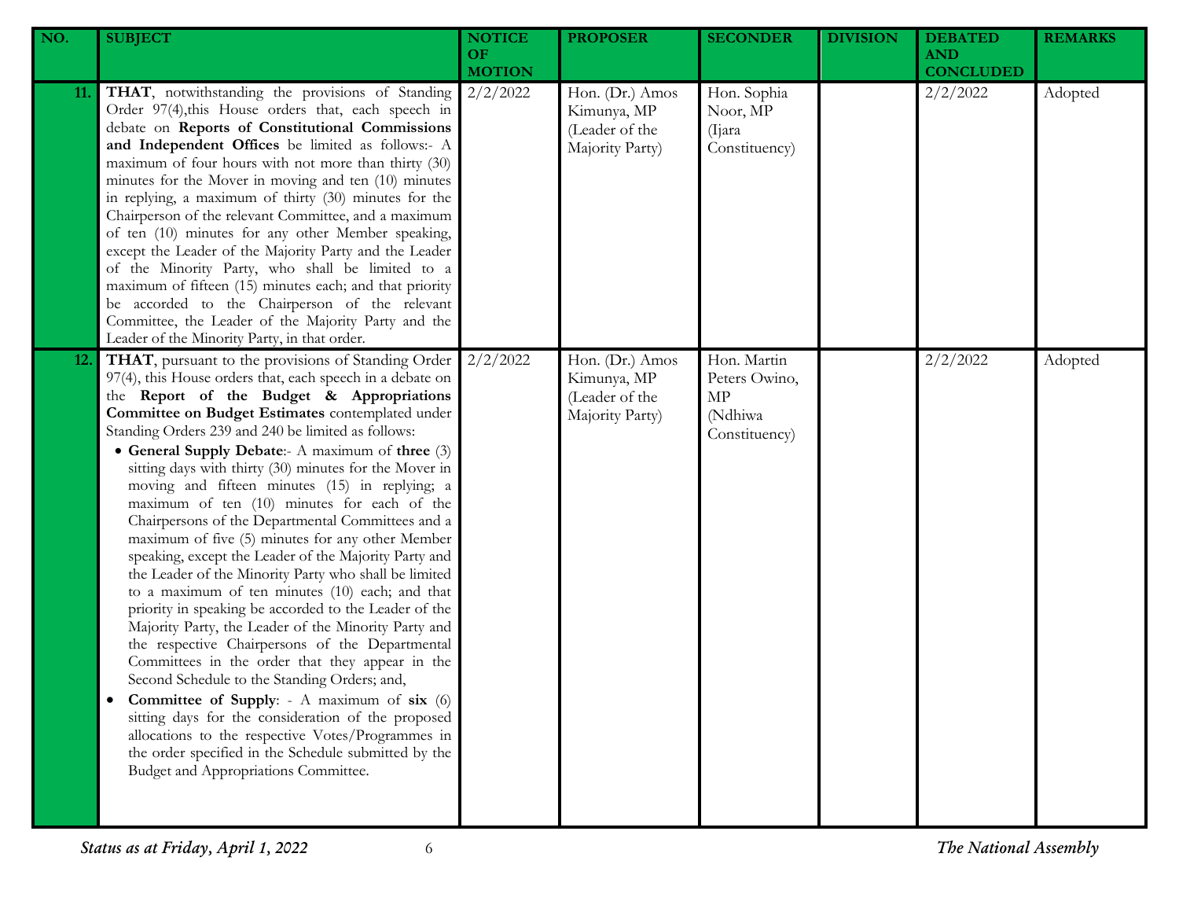| NO. | SUBJECT | NOTICE OF MOTION | PROPOSER | SECONDER | DIVISION | DEBATED AND CONCLUDED | REMARKS |
|---|---|---|---|---|---|---|---|
| 11. | **THAT**, notwithstanding the provisions of Standing Order 97(4),this House orders that, each speech in debate on **Reports of Constitutional Commissions and Independent Offices** be limited as follows:- A maximum of four hours with not more than thirty (30) minutes for the Mover in moving and ten (10) minutes in replying, a maximum of thirty (30) minutes for the Chairperson of the relevant Committee, and a maximum of ten (10) minutes for any other Member speaking, except the Leader of the Majority Party and the Leader of the Minority Party, who shall be limited to a maximum of fifteen (15) minutes each; and that priority be accorded to the Chairperson of the relevant Committee, the Leader of the Majority Party and the Leader of the Minority Party, in that order. | 2/2/2022 | Hon. (Dr.) Amos Kimunya, MP (Leader of the Majority Party) | Hon. Sophia Noor, MP (Ijara Constituency) | | 2/2/2022 | Adopted |
| 12. | **THAT**, pursuant to the provisions of Standing Order 97(4), this House orders that, each speech in a debate on the **Report of the Budget & Appropriations Committee on Budget Estimates** contemplated under Standing Orders 239 and 240 be limited as follows:<br>• **General Supply Debate**:- A maximum of **three** (3) sitting days with thirty (30) minutes for the Mover in moving and fifteen minutes (15) in replying; a maximum of ten (10) minutes for each of the Chairpersons of the Departmental Committees and a maximum of five (5) minutes for any other Member speaking, except the Leader of the Majority Party and the Leader of the Minority Party who shall be limited to a maximum of ten minutes (10) each; and that priority in speaking be accorded to the Leader of the Majority Party, the Leader of the Minority Party and the respective Chairpersons of the Departmental Committees in the order that they appear in the Second Schedule to the Standing Orders; and,<br>• **Committee of Supply**: - A maximum of **six** (6) sitting days for the consideration of the proposed allocations to the respective Votes/Programmes in the order specified in the Schedule submitted by the Budget and Appropriations Committee. | 2/2/2022 | Hon. (Dr.) Amos Kimunya, MP (Leader of the Majority Party) | Hon. Martin Peters Owino, MP (Ndhiwa Constituency) | | 2/2/2022 | Adopted |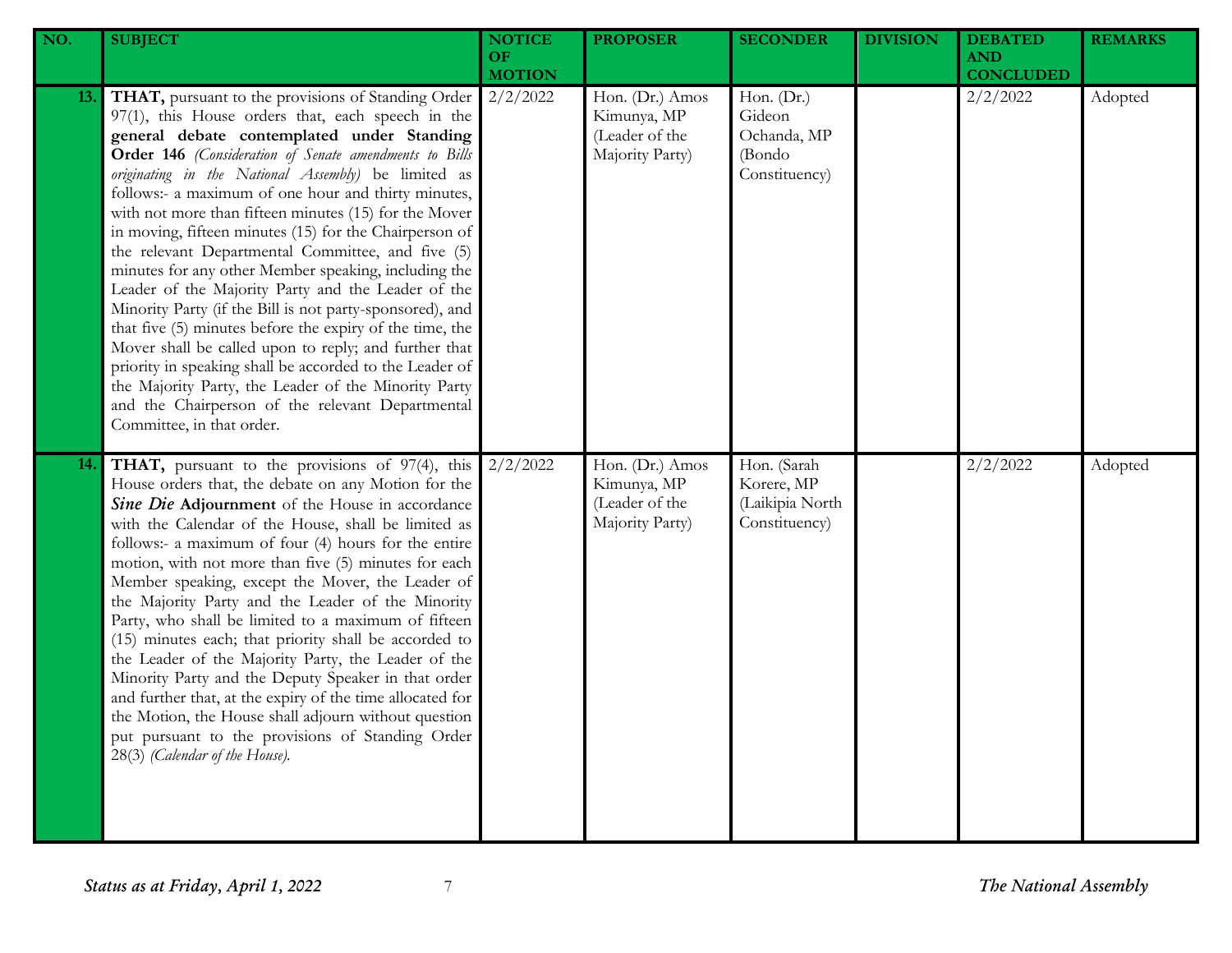| NO. | SUBJECT | NOTICE OF MOTION | PROPOSER | SECONDER | DIVISION | DEBATED AND CONCLUDED | REMARKS |
|---|---|---|---|---|---|---|---|
| 13. | **THAT,** pursuant to the provisions of Standing Order 97(1), this House orders that, each speech in the **general debate contemplated under Standing Order 146** *(Consideration of Senate amendments to Bills originating in the National Assembly)* be limited as follows:- a maximum of one hour and thirty minutes, with not more than fifteen minutes (15) for the Mover in moving, fifteen minutes (15) for the Chairperson of the relevant Departmental Committee, and five (5) minutes for any other Member speaking, including the Leader of the Majority Party and the Leader of the Minority Party (if the Bill is not party-sponsored), and that five (5) minutes before the expiry of the time, the Mover shall be called upon to reply; and further that priority in speaking shall be accorded to the Leader of the Majority Party, the Leader of the Minority Party and the Chairperson of the relevant Departmental Committee, in that order. | 2/2/2022 | Hon. (Dr.) Amos Kimunya, MP (Leader of the Majority Party) | Hon. (Dr.) Gideon Ochanda, MP (Bondo Constituency) | | 2/2/2022 | Adopted |
| 14. | **THAT,** pursuant to the provisions of 97(4), this House orders that, the debate on any Motion for the ***Sine Die*** **Adjournment** of the House in accordance with the Calendar of the House, shall be limited as follows:- a maximum of four (4) hours for the entire motion, with not more than five (5) minutes for each Member speaking, except the Mover, the Leader of the Majority Party and the Leader of the Minority Party, who shall be limited to a maximum of fifteen (15) minutes each; that priority shall be accorded to the Leader of the Majority Party, the Leader of the Minority Party and the Deputy Speaker in that order and further that, at the expiry of the time allocated for the Motion, the House shall adjourn without question put pursuant to the provisions of Standing Order 28(3) *(Calendar of the House).* | 2/2/2022 | Hon. (Dr.) Amos Kimunya, MP (Leader of the Majority Party) | Hon. (Sarah Korere, MP (Laikipia North Constituency) | | 2/2/2022 | Adopted |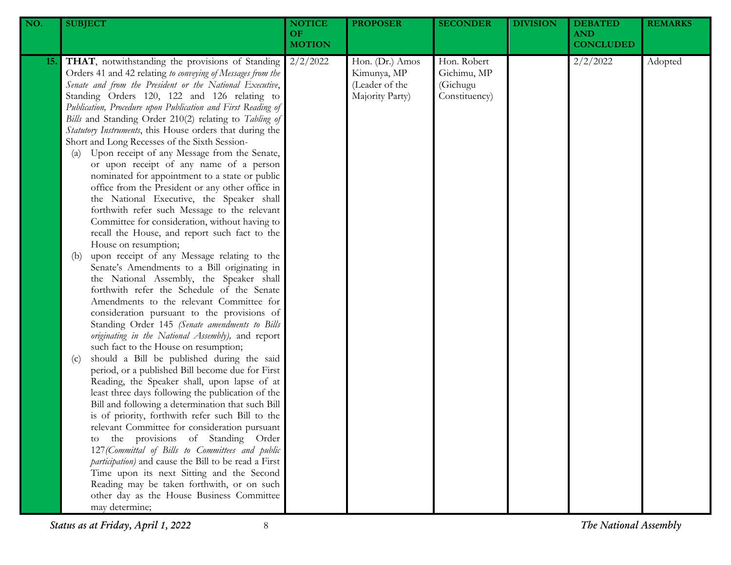| NO. | SUBJECT | NOTICE OF MOTION | PROPOSER | SECONDER | DIVISION | DEBATED AND CONCLUDED | REMARKS |
|---|---|---|---|---|---|---|---|
| 15. | **THAT**, notwithstanding the provisions of Standing Orders 41 and 42 relating *to conveying of Messages from the Senate and from the President or the National Executive*, Standing Orders 120, 122 and 126 relating to *Publication, Procedure upon Publication and First Reading of Bills* and Standing Order 210(2) relating to *Tabling of Statutory Instruments*, this House orders that during the Short and Long Recesses of the Sixth Session- <br>(a) Upon receipt of any Message from the Senate, or upon receipt of any name of a person nominated for appointment to a state or public office from the President or any other office in the National Executive, the Speaker shall forthwith refer such Message to the relevant Committee for consideration, without having to recall the House, and report such fact to the House on resumption; <br>(b) upon receipt of any Message relating to the Senate's Amendments to a Bill originating in the National Assembly, the Speaker shall forthwith refer the Schedule of the Senate Amendments to the relevant Committee for consideration pursuant to the provisions of Standing Order 145 *(Senate amendments to Bills originating in the National Assembly),* and report such fact to the House on resumption; <br>(c) should a Bill be published during the said period, or a published Bill become due for First Reading, the Speaker shall, upon lapse of at least three days following the publication of the Bill and following a determination that such Bill is of priority, forthwith refer such Bill to the relevant Committee for consideration pursuant to the provisions of Standing Order 127*(Committal of Bills to Committees and public participation)* and cause the Bill to be read a First Time upon its next Sitting and the Second Reading may be taken forthwith, or on such other day as the House Business Committee may determine; | 2/2/2022 | Hon. (Dr.) Amos Kimunya, MP (Leader of the Majority Party) | Hon. Robert Gichimu, MP (Gichugu Constituency) | | 2/2/2022 | Adopted |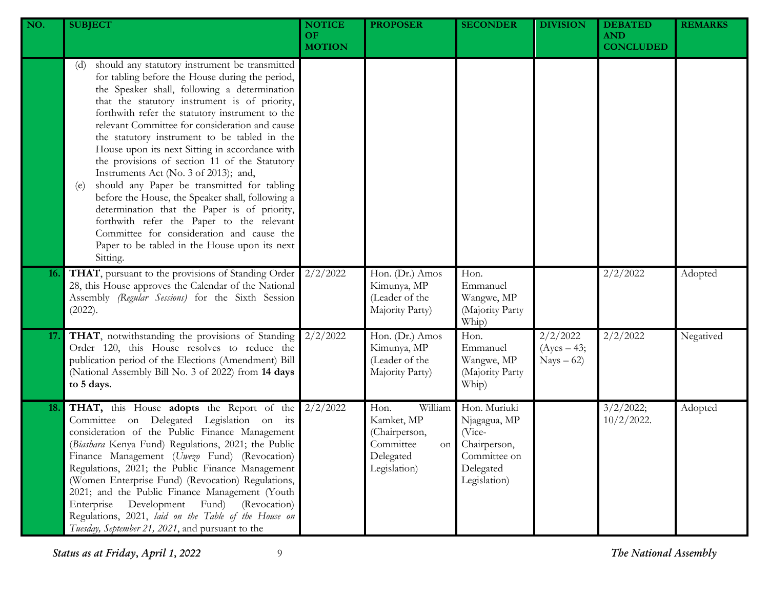| NO. | SUBJECT | NOTICE OF MOTION | PROPOSER | SECONDER | DIVISION | DEBATED AND CONCLUDED | REMARKS |
|---|---|---|---|---|---|---|---|
| | (d) should any statutory instrument be transmitted for tabling before the House during the period, the Speaker shall, following a determination that the statutory instrument is of priority, forthwith refer the statutory instrument to the relevant Committee for consideration and cause the statutory instrument to be tabled in the House upon its next Sitting in accordance with the provisions of section 11 of the Statutory Instruments Act (No. 3 of 2013); and, (e) should any Paper be transmitted for tabling before the House, the Speaker shall, following a determination that the Paper is of priority, forthwith refer the Paper to the relevant Committee for consideration and cause the Paper to be tabled in the House upon its next Sitting. | | | | | | |
| 16. | **THAT**, pursuant to the provisions of Standing Order 28, this House approves the Calendar of the National Assembly *(Regular Sessions)* for the Sixth Session (2022). | 2/2/2022 | Hon. (Dr.) Amos Kimunya, MP (Leader of the Majority Party) | Hon. Emmanuel Wangwe, MP (Majority Party Whip) | | 2/2/2022 | Adopted |
| 17. | **THAT**, notwithstanding the provisions of Standing Order 120, this House resolves to reduce the publication period of the Elections (Amendment) Bill (National Assembly Bill No. 3 of 2022) from **14 days to 5 days.** | 2/2/2022 | Hon. (Dr.) Amos Kimunya, MP (Leader of the Majority Party) | Hon. Emmanuel Wangwe, MP (Majority Party Whip) | 2/2/2022 (Ayes – 43; Nays – 62) | 2/2/2022 | Negatived |
| 18. | **THAT,** this House **adopts** the Report of the Committee on Delegated Legislation on its consideration of the Public Finance Management (*Biashara* Kenya Fund) Regulations, 2021; the Public Finance Management (*Uwezo* Fund) (Revocation) Regulations, 2021; the Public Finance Management (Women Enterprise Fund) (Revocation) Regulations, 2021; and the Public Finance Management (Youth Enterprise Development Fund) (Revocation) Regulations, 2021, *laid on the Table of the House on Tuesday, September 21, 2021*, and pursuant to the | 2/2/2022 | Hon. William Kamket, MP (Chairperson, Committee on Delegated Legislation) | Hon. Muriuki Njagagua, MP (Vice-Chairperson, Committee on Delegated Legislation) | | 3/2/2022; 10/2/2022. | Adopted |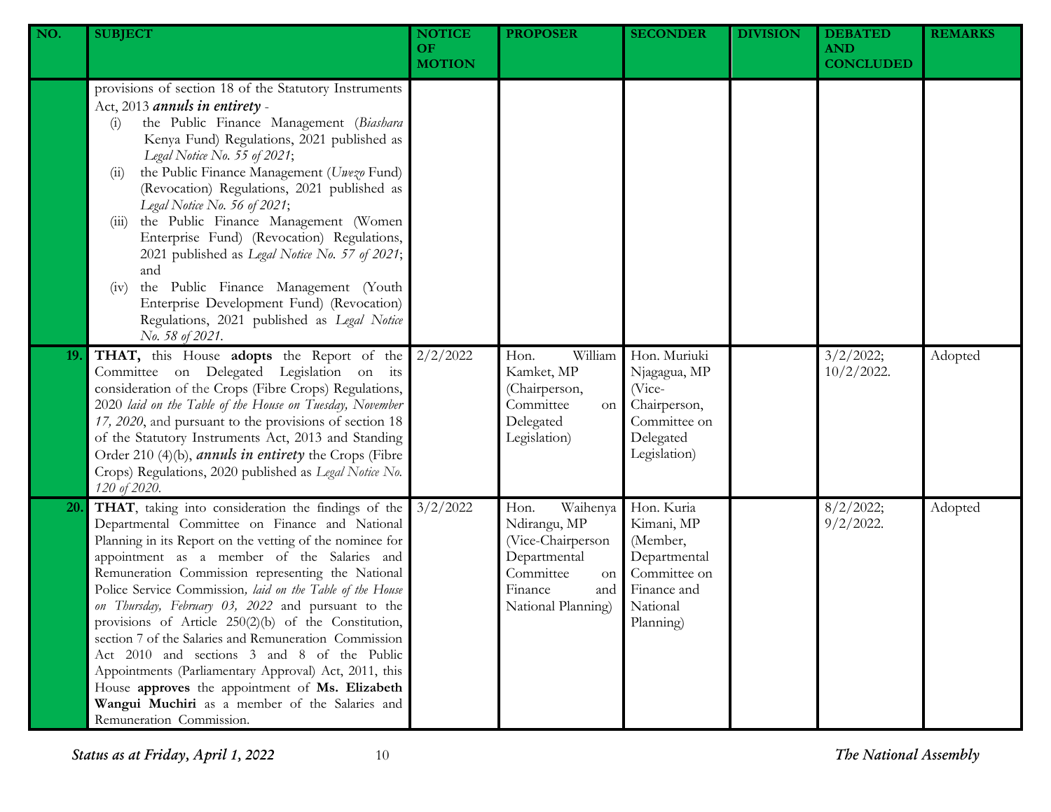| NO. | SUBJECT | NOTICE OF MOTION | PROPOSER | SECONDER | DIVISION | DEBATED AND CONCLUDED | REMARKS |
|---|---|---|---|---|---|---|---|
| | provisions of section 18 of the Statutory Instruments Act, 2013 ***annuls in entirety*** - (i) the Public Finance Management (*Biashara* Kenya Fund) Regulations, 2021 published as *Legal Notice No. 55 of 2021*; (ii) the Public Finance Management (*Uwezo* Fund) (Revocation) Regulations, 2021 published as *Legal Notice No. 56 of 2021*; (iii) the Public Finance Management (Women Enterprise Fund) (Revocation) Regulations, 2021 published as *Legal Notice No. 57 of 2021*; and (iv) the Public Finance Management (Youth Enterprise Development Fund) (Revocation) Regulations, 2021 published as *Legal Notice No. 58 of 2021*. | | | | | | |
| 19. | **THAT,** this House **adopts** the Report of the Committee on Delegated Legislation on its consideration of the Crops (Fibre Crops) Regulations, 2020 *laid on the Table of the House on Tuesday, November 17, 2020*, and pursuant to the provisions of section 18 of the Statutory Instruments Act, 2013 and Standing Order 210 (4)(b), ***annuls in entirety*** the Crops (Fibre Crops) Regulations, 2020 published as *Legal Notice No. 120 of 2020*. | 2/2/2022 | Hon. William Kamket, MP (Chairperson, Committee on Delegated Legislation) | Hon. Muriuki Njagagua, MP (Vice-Chairperson, Committee on Delegated Legislation) | | 3/2/2022; 10/2/2022. | Adopted |
| 20. | **THAT**, taking into consideration the findings of the Departmental Committee on Finance and National Planning in its Report on the vetting of the nominee for appointment as a member of the Salaries and Remuneration Commission representing the National Police Service Commission*, laid on the Table of the House on Thursday, February 03, 2022* and pursuant to the provisions of Article 250(2)(b) of the Constitution, section 7 of the Salaries and Remuneration Commission Act 2010 and sections 3 and 8 of the Public Appointments (Parliamentary Approval) Act, 2011, this House **approves** the appointment of **Ms. Elizabeth Wangui Muchiri** as a member of the Salaries and Remuneration Commission. | 3/2/2022 | Hon. Waihenya Ndirangu, MP (Vice-Chairperson Departmental Committee on Finance and National Planning) | Hon. Kuria Kimani, MP (Member, Departmental Committee on Finance and National Planning) | | 8/2/2022; 9/2/2022. | Adopted |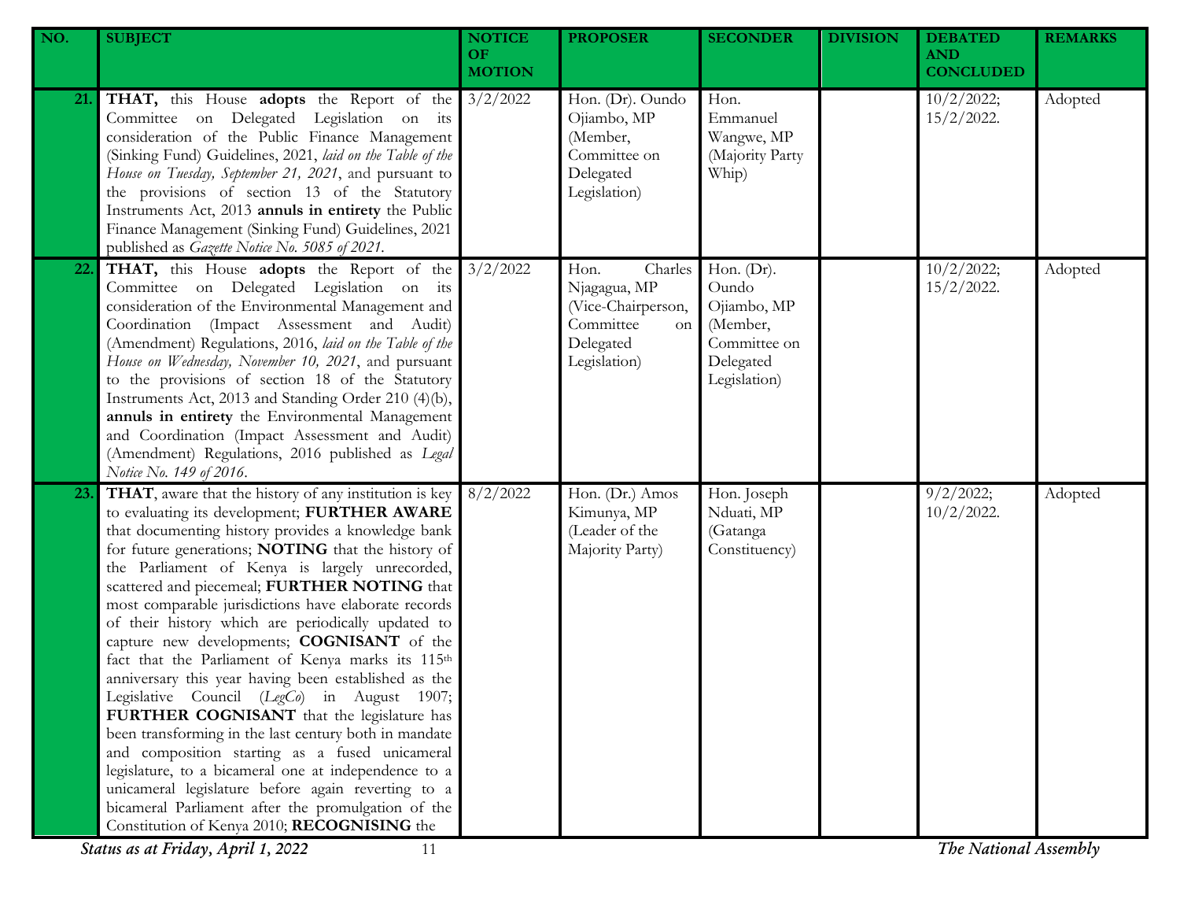| NO. | SUBJECT | NOTICE OF MOTION | PROPOSER | SECONDER | DIVISION | DEBATED AND CONCLUDED | REMARKS |
|---|---|---|---|---|---|---|---|
| 21. | **THAT,** this House **adopts** the Report of the Committee on Delegated Legislation on its consideration of the Public Finance Management (Sinking Fund) Guidelines, 2021, *laid on the Table of the House on Tuesday, September 21, 2021*, and pursuant to the provisions of section 13 of the Statutory Instruments Act, 2013 **annuls in entirety** the Public Finance Management (Sinking Fund) Guidelines, 2021 published as *Gazette Notice No. 5085 of 2021*. | 3/2/2022 | Hon. (Dr). Oundo Ojiambo, MP (Member, Committee on Delegated Legislation) | Hon. Emmanuel Wangwe, MP (Majority Party Whip) | | 10/2/2022; 15/2/2022. | Adopted |
| 22. | **THAT,** this House **adopts** the Report of the Committee on Delegated Legislation on its consideration of the Environmental Management and Coordination (Impact Assessment and Audit) (Amendment) Regulations, 2016, *laid on the Table of the House on Wednesday, November 10, 2021*, and pursuant to the provisions of section 18 of the Statutory Instruments Act, 2013 and Standing Order 210 (4)(b), **annuls in entirety** the Environmental Management and Coordination (Impact Assessment and Audit) (Amendment) Regulations, 2016 published as *Legal Notice No. 149 of 2016*. | 3/2/2022 | Hon. Charles Njagagua, MP (Vice-Chairperson, Committee on Delegated Legislation) | Hon. (Dr). Oundo Ojiambo, MP (Member, Committee on Delegated Legislation) | | 10/2/2022; 15/2/2022. | Adopted |
| 23. | **THAT**, aware that the history of any institution is key to evaluating its development; **FURTHER AWARE** that documenting history provides a knowledge bank for future generations; **NOTING** that the history of the Parliament of Kenya is largely unrecorded, scattered and piecemeal; **FURTHER NOTING** that most comparable jurisdictions have elaborate records of their history which are periodically updated to capture new developments; **COGNISANT** of the fact that the Parliament of Kenya marks its 115th anniversary this year having been established as the Legislative Council (*LegCo*) in August 1907; **FURTHER COGNISANT** that the legislature has been transforming in the last century both in mandate and composition starting as a fused unicameral legislature, to a bicameral one at independence to a unicameral legislature before again reverting to a bicameral Parliament after the promulgation of the Constitution of Kenya 2010; **RECOGNISING** the | 8/2/2022 | Hon. (Dr.) Amos Kimunya, MP (Leader of the Majority Party) | Hon. Joseph Nduati, MP (Gatanga Constituency) | | 9/2/2022; 10/2/2022. | Adopted |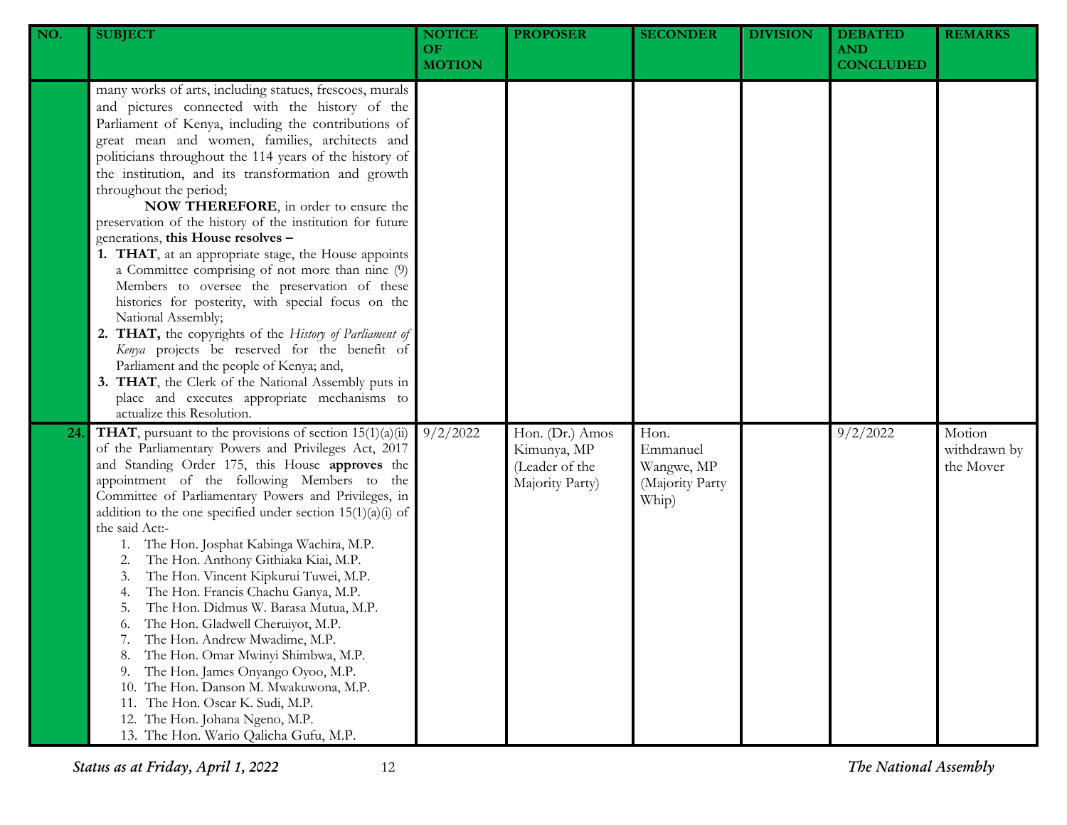| NO. | SUBJECT | NOTICE OF MOTION | PROPOSER | SECONDER | DIVISION | DEBATED AND CONCLUDED | REMARKS |
|---|---|---|---|---|---|---|---|
| | many works of arts, including statues, frescoes, murals and pictures connected with the history of the Parliament of Kenya, including the contributions of great mean and women, families, architects and politicians throughout the 114 years of the history of the institution, and its transformation and growth throughout the period;<br>**NOW THEREFORE**, in order to ensure the preservation of the history of the institution for future generations, **this House resolves –**<br>1. **THAT**, at an appropriate stage, the House appoints a Committee comprising of not more than nine (9) Members to oversee the preservation of these histories for posterity, with special focus on the National Assembly;<br>2. **THAT,** the copyrights of the *History of Parliament of Kenya* projects be reserved for the benefit of Parliament and the people of Kenya; and,<br>3. **THAT**, the Clerk of the National Assembly puts in place and executes appropriate mechanisms to actualize this Resolution. | | | | | | |
| **24.** | **THAT**, pursuant to the provisions of section 15(1)(a)(ii) of the Parliamentary Powers and Privileges Act, 2017 and Standing Order 175, this House **approves** the appointment of the following Members to the Committee of Parliamentary Powers and Privileges, in addition to the one specified under section 15(1)(a)(i) of the said Act:-<br>1. The Hon. Josphat Kabinga Wachira, M.P.<br>2. The Hon. Anthony Githiaka Kiai, M.P.<br>3. The Hon. Vincent Kipkurui Tuwei, M.P.<br>4. The Hon. Francis Chachu Ganya, M.P.<br>5. The Hon. Didmus W. Barasa Mutua, M.P.<br>6. The Hon. Gladwell Cheruiyot, M.P.<br>7. The Hon. Andrew Mwadime, M.P.<br>8. The Hon. Omar Mwinyi Shimbwa, M.P.<br>9. The Hon. James Onyango Oyoo, M.P.<br>10. The Hon. Danson M. Mwakuwona, M.P.<br>11. The Hon. Oscar K. Sudi, M.P.<br>12. The Hon. Johana Ngeno, M.P.<br>13. The Hon. Wario Qalicha Gufu, M.P. | 9/2/2022 | Hon. (Dr.) Amos Kimunya, MP (Leader of the Majority Party) | Hon. Emmanuel Wangwe, MP (Majority Party Whip) | | 9/2/2022 | Motion withdrawn by the Mover |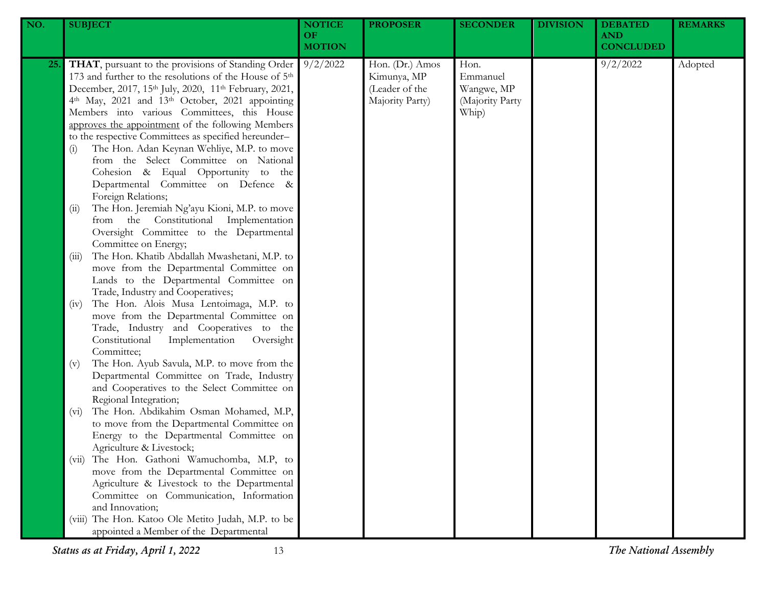| NO. | SUBJECT | NOTICE OF MOTION | PROPOSER | SECONDER | DIVISION | DEBATED AND CONCLUDED | REMARKS |
|---|---|---|---|---|---|---|---|
| 25. | **THAT**, pursuant to the provisions of Standing Order 173 and further to the resolutions of the House of 5th December, 2017, 15th July, 2020, 11th February, 2021, 4th May, 2021 and 13th October, 2021 appointing Members into various Committees, this House approves the appointment of the following Members to the respective Committees as specified hereunder–<br>(i) The Hon. Adan Keynan Wehliye, M.P. to move from the Select Committee on National Cohesion & Equal Opportunity to the Departmental Committee on Defence & Foreign Relations;<br>(ii) The Hon. Jeremiah Ng'ayu Kioni, M.P. to move from the Constitutional Implementation Oversight Committee to the Departmental Committee on Energy;<br>(iii) The Hon. Khatib Abdallah Mwashetani, M.P. to move from the Departmental Committee on Lands to the Departmental Committee on Trade, Industry and Cooperatives;<br>(iv) The Hon. Alois Musa Lentoimaga, M.P. to move from the Departmental Committee on Trade, Industry and Cooperatives to the Constitutional Implementation Oversight Committee;<br>(v) The Hon. Ayub Savula, M.P. to move from the Departmental Committee on Trade, Industry and Cooperatives to the Select Committee on Regional Integration;<br>(vi) The Hon. Abdikahim Osman Mohamed, M.P, to move from the Departmental Committee on Energy to the Departmental Committee on Agriculture & Livestock;<br>(vii) The Hon. Gathoni Wamuchomba, M.P, to move from the Departmental Committee on Agriculture & Livestock to the Departmental Committee on Communication, Information and Innovation;<br>(viii) The Hon. Katoo Ole Metito Judah, M.P. to be appointed a Member of the Departmental | 9/2/2022 | Hon. (Dr.) Amos Kimunya, MP (Leader of the Majority Party) | Hon. Emmanuel Wangwe, MP (Majority Party Whip) | | 9/2/2022 | Adopted |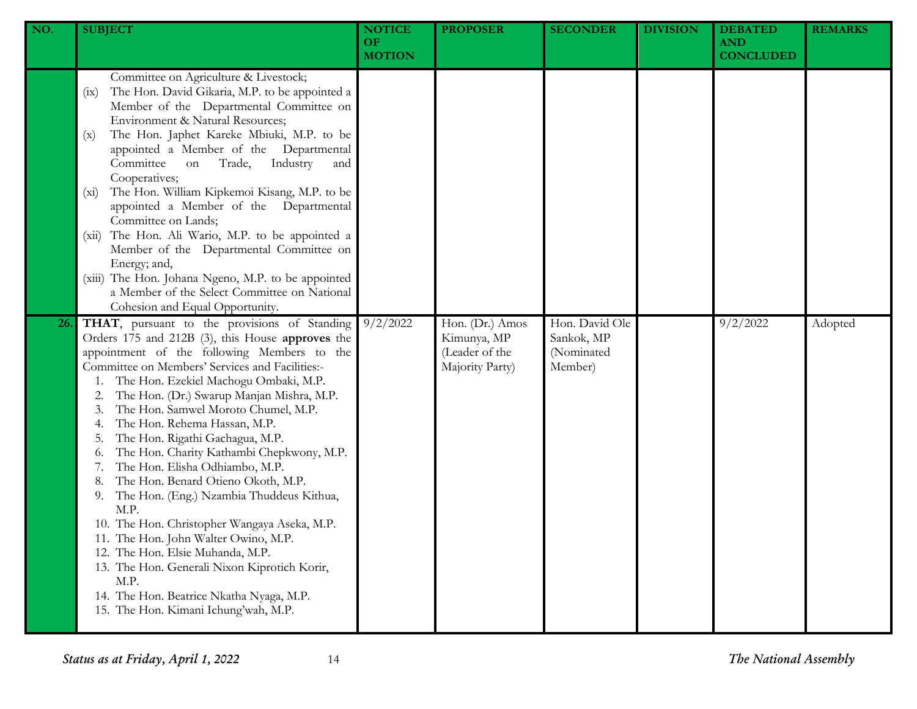| NO. | SUBJECT | NOTICE OF MOTION | PROPOSER | SECONDER | DIVISION | DEBATED AND CONCLUDED | REMARKS |
|---|---|---|---|---|---|---|---|
| | Committee on Agriculture & Livestock;<br>(ix) The Hon. David Gikaria, M.P. to be appointed a Member of the Departmental Committee on Environment & Natural Resources;<br>(x) The Hon. Japhet Kareke Mbiuki, M.P. to be appointed a Member of the Departmental Committee on Trade, Industry and Cooperatives;<br>(xi) The Hon. William Kipkemoi Kisang, M.P. to be appointed a Member of the Departmental Committee on Lands;<br>(xii) The Hon. Ali Wario, M.P. to be appointed a Member of the Departmental Committee on Energy; and,<br>(xiii) The Hon. Johana Ngeno, M.P. to be appointed a Member of the Select Committee on National Cohesion and Equal Opportunity. | | | | | | |
| 26. | **THAT**, pursuant to the provisions of Standing Orders 175 and 212B (3), this House **approves** the appointment of the following Members to the Committee on Members' Services and Facilities:-<br>1. The Hon. Ezekiel Machogu Ombaki, M.P.<br>2. The Hon. (Dr.) Swarup Manjan Mishra, M.P.<br>3. The Hon. Samwel Moroto Chumel, M.P.<br>4. The Hon. Rehema Hassan, M.P.<br>5. The Hon. Rigathi Gachagua, M.P.<br>6. The Hon. Charity Kathambi Chepkwony, M.P.<br>7. The Hon. Elisha Odhiambo, M.P.<br>8. The Hon. Benard Otieno Okoth, M.P.<br>9. The Hon. (Eng.) Nzambia Thuddeus Kithua, M.P.<br>10. The Hon. Christopher Wangaya Aseka, M.P.<br>11. The Hon. John Walter Owino, M.P.<br>12. The Hon. Elsie Muhanda, M.P.<br>13. The Hon. Generali Nixon Kiprotich Korir, M.P.<br>14. The Hon. Beatrice Nkatha Nyaga, M.P.<br>15. The Hon. Kimani Ichung'wah, M.P. | 9/2/2022 | Hon. (Dr.) Amos Kimunya, MP (Leader of the Majority Party) | Hon. David Ole Sankok, MP (Nominated Member) | | 9/2/2022 | Adopted |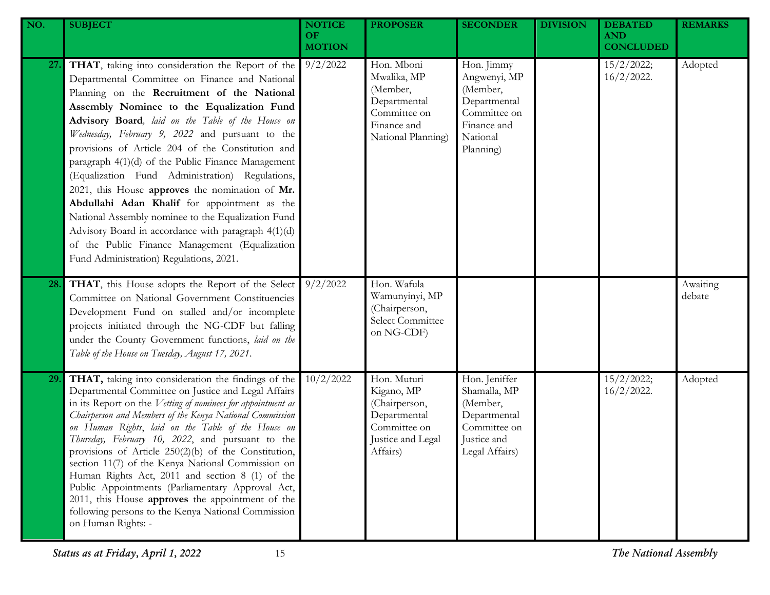| NO. | SUBJECT | NOTICE OF MOTION | PROPOSER | SECONDER | DIVISION | DEBATED AND CONCLUDED | REMARKS |
|---|---|---|---|---|---|---|---|
| 27. | **THAT**, taking into consideration the Report of the Departmental Committee on Finance and National Planning on the **Recruitment of the National Assembly Nominee to the Equalization Fund Advisory Board**, *laid on the Table of the House on Wednesday, February 9, 2022* and pursuant to the provisions of Article 204 of the Constitution and paragraph 4(1)(d) of the Public Finance Management (Equalization Fund Administration) Regulations, 2021, this House **approves** the nomination of **Mr. Abdullahi Adan Khalif** for appointment as the National Assembly nominee to the Equalization Fund Advisory Board in accordance with paragraph 4(1)(d) of the Public Finance Management (Equalization Fund Administration) Regulations, 2021. | 9/2/2022 | Hon. Mboni Mwalika, MP (Member, Departmental Committee on Finance and National Planning) | Hon. Jimmy Angwenyi, MP (Member, Departmental Committee on Finance and National Planning) | | 15/2/2022; 16/2/2022. | Adopted |
| 28. | **THAT**, this House adopts the Report of the Select Committee on National Government Constituencies Development Fund on stalled and/or incomplete projects initiated through the NG-CDF but falling under the County Government functions, *laid on the Table of the House on Tuesday, August 17, 2021*. | 9/2/2022 | Hon. Wafula Wamunyinyi, MP (Chairperson, Select Committee on NG-CDF) | | | | Awaiting debate |
| 29. | **THAT,** taking into consideration the findings of the Departmental Committee on Justice and Legal Affairs in its Report on the *Vetting of nominees for appointment as Chairperson and Members of the Kenya National Commission on Human Rights*, *laid on the Table of the House on Thursday, February 10, 2022*, and pursuant to the provisions of Article 250(2)(b) of the Constitution, section 11(7) of the Kenya National Commission on Human Rights Act, 2011 and section 8 (1) of the Public Appointments (Parliamentary Approval Act, 2011, this House **approves** the appointment of the following persons to the Kenya National Commission on Human Rights: - | 10/2/2022 | Hon. Muturi Kigano, MP (Chairperson, Departmental Committee on Justice and Legal Affairs) | Hon. Jeniffer Shamalla, MP (Member, Departmental Committee on Justice and Legal Affairs) | | 15/2/2022; 16/2/2022. | Adopted |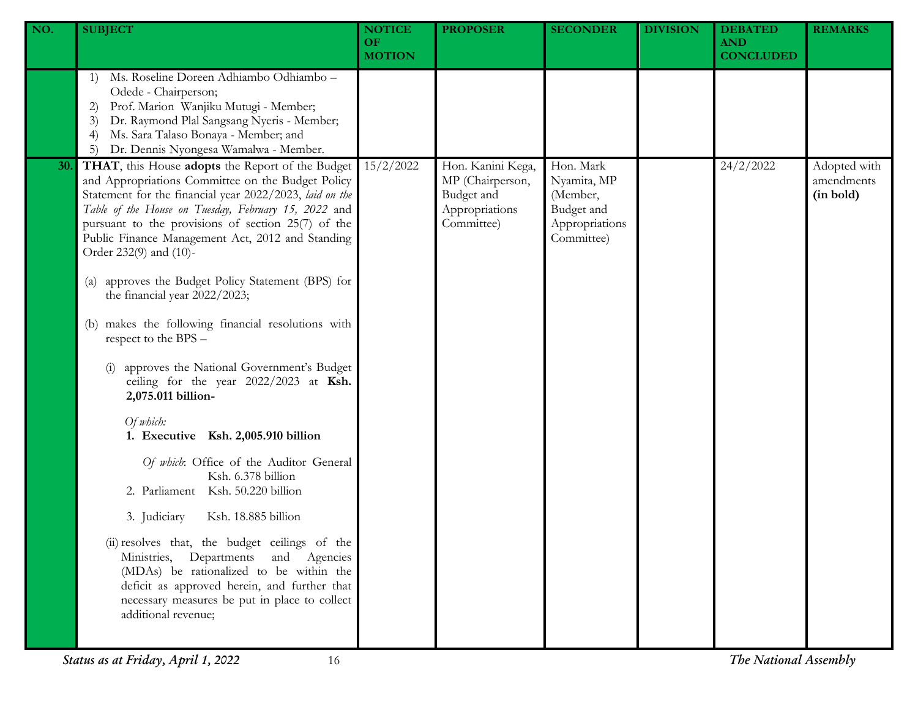| NO. | SUBJECT | NOTICE OF MOTION | PROPOSER | SECONDER | DIVISION | DEBATED AND CONCLUDED | REMARKS |
|---|---|---|---|---|---|---|---|
| | 1) Ms. Roseline Doreen Adhiambo Odhiambo – Odede - Chairperson;<br>2) Prof. Marion Wanjiku Mutugi - Member;<br>3) Dr. Raymond Plal Sangsang Nyeris - Member;<br>4) Ms. Sara Talaso Bonaya - Member; and<br>5) Dr. Dennis Nyongesa Wamalwa - Member. | | | | | | |
| 30. | **THAT**, this House **adopts** the Report of the Budget and Appropriations Committee on the Budget Policy Statement for the financial year 2022/2023, *laid on the Table of the House on Tuesday, February 15, 2022* and pursuant to the provisions of section 25(7) of the Public Finance Management Act, 2012 and Standing Order 232(9) and (10)-<br><br>(a) approves the Budget Policy Statement (BPS) for the financial year 2022/2023;<br><br>(b) makes the following financial resolutions with respect to the BPS –<br><br>(i) approves the National Government's Budget ceiling for the year 2022/2023 at **Ksh. 2,075.011 billion-**<br><br>*Of which:*<br>**1. Executive Ksh. 2,005.910 billion**<br><br>*Of which*: Office of the Auditor General Ksh. 6.378 billion<br>2. Parliament Ksh. 50.220 billion<br><br>3. Judiciary Ksh. 18.885 billion<br><br>(ii) resolves that, the budget ceilings of the Ministries, Departments and Agencies (MDAs) be rationalized to be within the deficit as approved herein, and further that necessary measures be put in place to collect additional revenue; | 15/2/2022 | Hon. Kanini Kega, MP (Chairperson, Budget and Appropriations Committee) | Hon. Mark Nyamita, MP (Member, Budget and Appropriations Committee) | | 24/2/2022 | Adopted with amendments **(in bold)** |

*Status as at Friday, April 1, 2022* — *The National Assembly*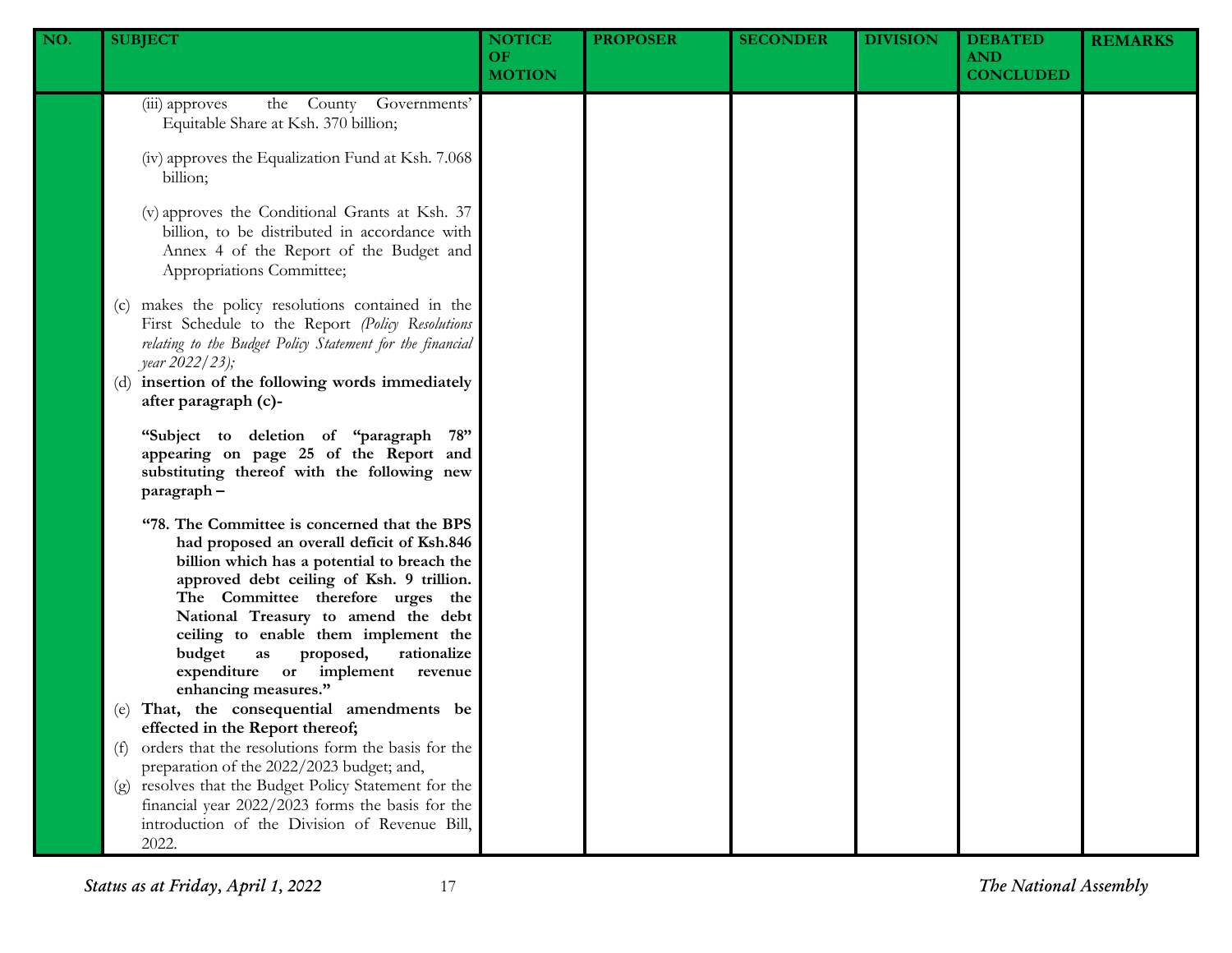| NO. | SUBJECT | NOTICE OF MOTION | PROPOSER | SECONDER | DIVISION | DEBATED AND CONCLUDED | REMARKS |
|---|---|---|---|---|---|---|---|
| | (iii) approves the County Governments' Equitable Share at Ksh. 370 billion;<br><br>(iv) approves the Equalization Fund at Ksh. 7.068 billion;<br><br>(v) approves the Conditional Grants at Ksh. 37 billion, to be distributed in accordance with Annex 4 of the Report of the Budget and Appropriations Committee;<br><br>(c) makes the policy resolutions contained in the First Schedule to the Report *(Policy Resolutions relating to the Budget Policy Statement for the financial year 2022/23);*<br>(d) **insertion of the following words immediately after paragraph (c)-**<br><br>**"Subject to deletion of "paragraph 78" appearing on page 25 of the Report and substituting thereof with the following new paragraph –**<br><br>**"78. The Committee is concerned that the BPS had proposed an overall deficit of Ksh.846 billion which has a potential to breach the approved debt ceiling of Ksh. 9 trillion. The Committee therefore urges the National Treasury to amend the debt ceiling to enable them implement the budget as proposed, rationalize expenditure or implement revenue enhancing measures."**<br>(e) **That, the consequential amendments be effected in the Report thereof;**<br>(f) orders that the resolutions form the basis for the preparation of the 2022/2023 budget; and,<br>(g) resolves that the Budget Policy Statement for the financial year 2022/2023 forms the basis for the introduction of the Division of Revenue Bill, 2022. | | | | | | |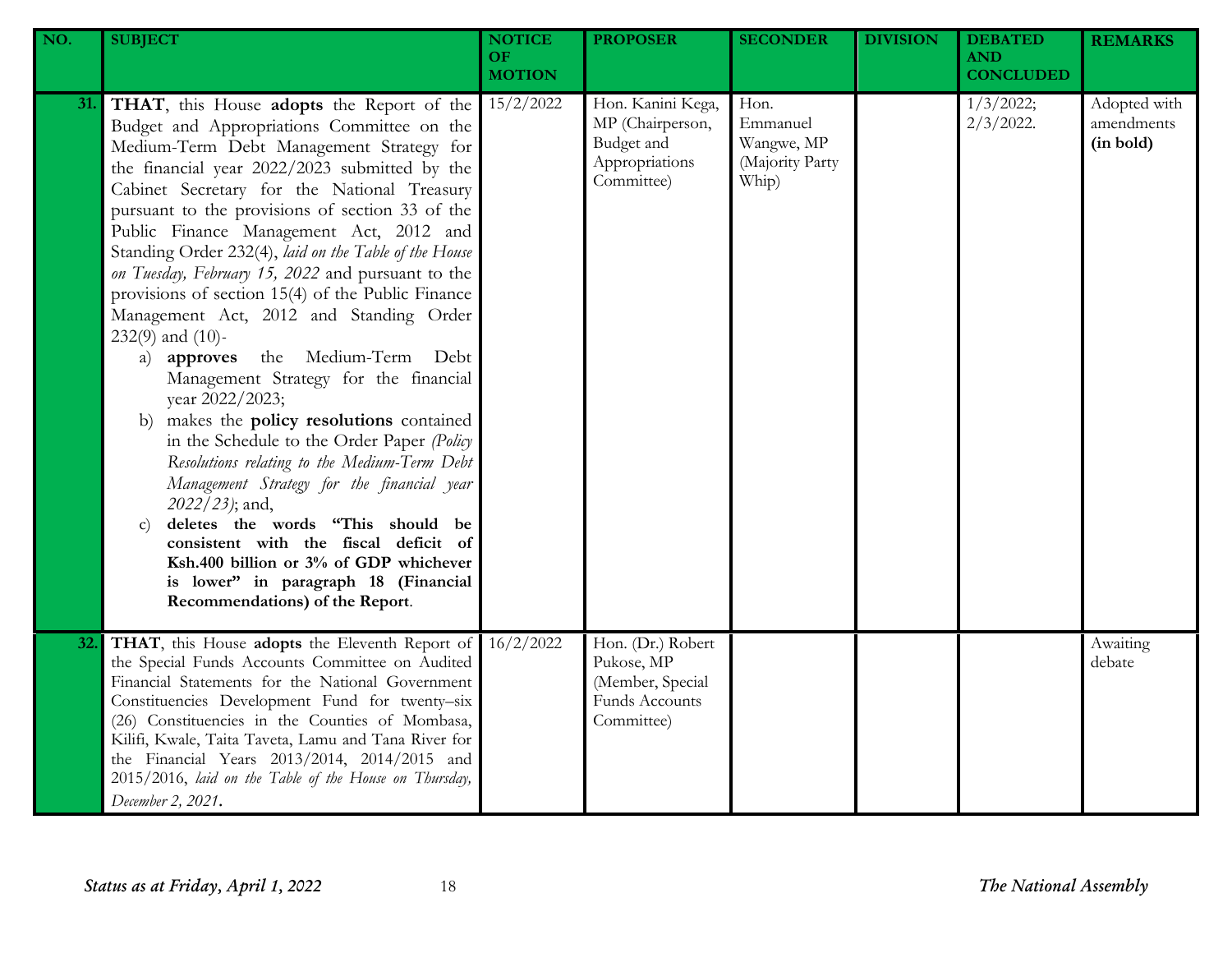| NO. | SUBJECT | NOTICE OF MOTION | PROPOSER | SECONDER | DIVISION | DEBATED AND CONCLUDED | REMARKS |
|---|---|---|---|---|---|---|---|
| 31. | **THAT**, this House **adopts** the Report of the Budget and Appropriations Committee on the Medium-Term Debt Management Strategy for the financial year 2022/2023 submitted by the Cabinet Secretary for the National Treasury pursuant to the provisions of section 33 of the Public Finance Management Act, 2012 and Standing Order 232(4), *laid on the Table of the House on Tuesday, February 15, 2022* and pursuant to the provisions of section 15(4) of the Public Finance Management Act, 2012 and Standing Order 232(9) and (10)- <br>a) **approves** the Medium-Term Debt Management Strategy for the financial year 2022/2023; <br>b) makes the **policy resolutions** contained in the Schedule to the Order Paper *(Policy Resolutions relating to the Medium-Term Debt Management Strategy for the financial year 2022/23)*; and, <br>c) **deletes the words "This should be consistent with the fiscal deficit of Ksh.400 billion or 3% of GDP whichever is lower" in paragraph 18 (Financial Recommendations) of the Report**. | 15/2/2022 | Hon. Kanini Kega, MP (Chairperson, Budget and Appropriations Committee) | Hon. Emmanuel Wangwe, MP (Majority Party Whip) | | 1/3/2022; 2/3/2022. | Adopted with amendments **(in bold)** |
| 32. | **THAT**, this House **adopts** the Eleventh Report of the Special Funds Accounts Committee on Audited Financial Statements for the National Government Constituencies Development Fund for twenty–six (26) Constituencies in the Counties of Mombasa, Kilifi, Kwale, Taita Taveta, Lamu and Tana River for the Financial Years 2013/2014, 2014/2015 and 2015/2016, *laid on the Table of the House on Thursday, December 2, 2021*. | 16/2/2022 | Hon. (Dr.) Robert Pukose, MP (Member, Special Funds Accounts Committee) | | | | Awaiting debate |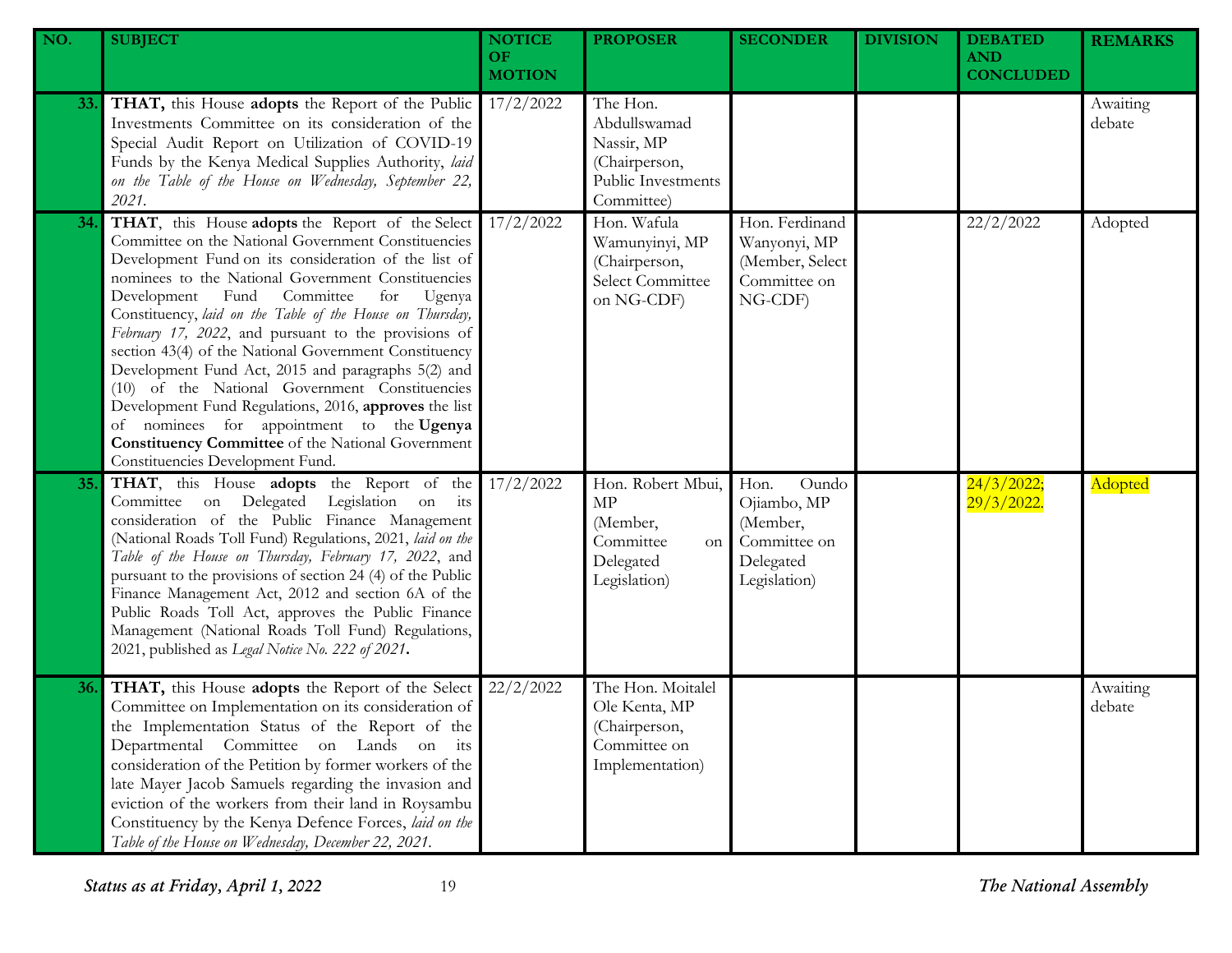| NO. | SUBJECT | NOTICE OF MOTION | PROPOSER | SECONDER | DIVISION | DEBATED AND CONCLUDED | REMARKS |
|---|---|---|---|---|---|---|---|
| 33. | **THAT,** this House **adopts** the Report of the Public Investments Committee on its consideration of the Special Audit Report on Utilization of COVID-19 Funds by the Kenya Medical Supplies Authority, *laid on the Table of the House on Wednesday, September 22, 2021.* | 17/2/2022 | The Hon. Abdullswamad Nassir, MP (Chairperson, Public Investments Committee) | | | | Awaiting debate |
| 34. | **THAT**, this House **adopts** the Report of the Select Committee on the National Government Constituencies Development Fund on its consideration of the list of nominees to the National Government Constituencies Development Fund Committee for Ugenya Constituency, *laid on the Table of the House on Thursday, February 17, 2022*, and pursuant to the provisions of section 43(4) of the National Government Constituency Development Fund Act, 2015 and paragraphs 5(2) and (10) of the National Government Constituencies Development Fund Regulations, 2016, **approves** the list of nominees for appointment to the **Ugenya Constituency Committee** of the National Government Constituencies Development Fund. | 17/2/2022 | Hon. Wafula Wamunyinyi, MP (Chairperson, Select Committee on NG-CDF) | Hon. Ferdinand Wanyonyi, MP (Member, Select Committee on NG-CDF) | | 22/2/2022 | Adopted |
| 35. | **THAT**, this House **adopts** the Report of the Committee on Delegated Legislation on its consideration of the Public Finance Management (National Roads Toll Fund) Regulations, 2021, *laid on the Table of the House on Thursday, February 17, 2022*, and pursuant to the provisions of section 24 (4) of the Public Finance Management Act, 2012 and section 6A of the Public Roads Toll Act, approves the Public Finance Management (National Roads Toll Fund) Regulations, 2021, published as *Legal Notice No. 222 of 2021*. | 17/2/2022 | Hon. Robert Mbui, MP (Member, Committee on Delegated Legislation) | Hon. Oundo Ojiambo, MP (Member, Committee on Delegated Legislation) | | 24/3/2022; 29/3/2022. | Adopted |
| 36. | **THAT,** this House **adopts** the Report of the Select Committee on Implementation on its consideration of the Implementation Status of the Report of the Departmental Committee on Lands on its consideration of the Petition by former workers of the late Mayer Jacob Samuels regarding the invasion and eviction of the workers from their land in Roysambu Constituency by the Kenya Defence Forces, *laid on the Table of the House on Wednesday, December 22, 2021.* | 22/2/2022 | The Hon. Moitalel Ole Kenta, MP (Chairperson, Committee on Implementation) | | | | Awaiting debate |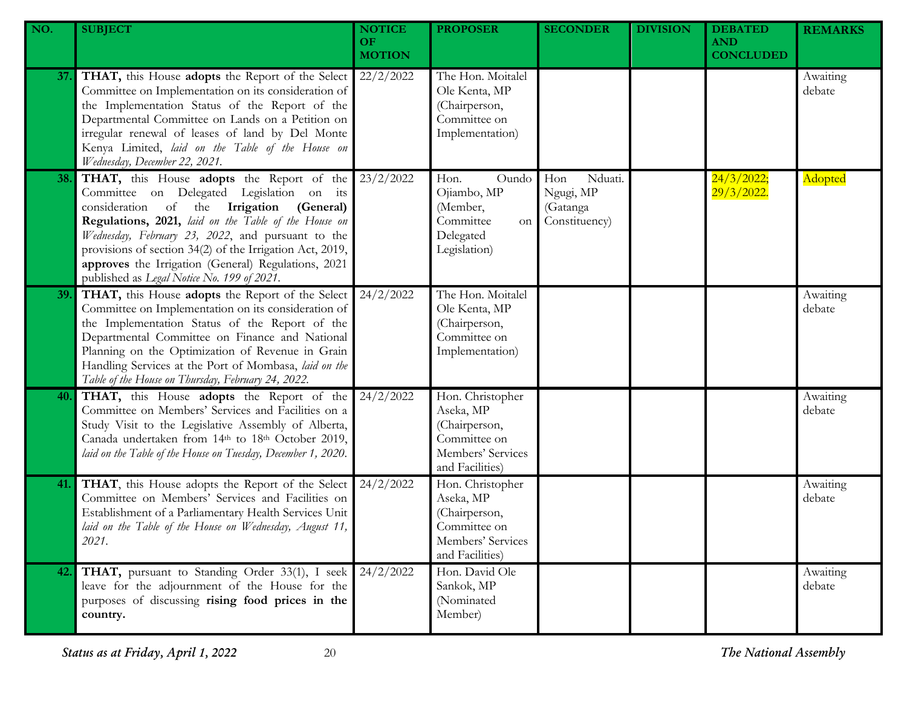| NO. | SUBJECT | NOTICE OF MOTION | PROPOSER | SECONDER | DIVISION | DEBATED AND CONCLUDED | REMARKS |
|---|---|---|---|---|---|---|---|
| 37. | **THAT,** this House **adopts** the Report of the Select Committee on Implementation on its consideration of the Implementation Status of the Report of the Departmental Committee on Lands on a Petition on irregular renewal of leases of land by Del Monte Kenya Limited, *laid on the Table of the House on Wednesday, December 22, 2021.* | 22/2/2022 | The Hon. Moitalel Ole Kenta, MP (Chairperson, Committee on Implementation) | | | | Awaiting debate |
| 38. | **THAT,** this House **adopts** the Report of the Committee on Delegated Legislation on its consideration of the **Irrigation (General) Regulations, 2021,** *laid on the Table of the House on Wednesday, February 23, 2022*, and pursuant to the provisions of section 34(2) of the Irrigation Act, 2019, **approves** the Irrigation (General) Regulations, 2021 published as *Legal Notice No. 199 of 2021.* | 23/2/2022 | Hon. Oundo Ojiambo, MP (Member, Committee on Delegated Legislation) | Hon Nduati. Ngugi, MP (Gatanga Constituency) | | 24/3/2022; 29/3/2022. | Adopted |
| 39. | **THAT,** this House **adopts** the Report of the Select Committee on Implementation on its consideration of the Implementation Status of the Report of the Departmental Committee on Finance and National Planning on the Optimization of Revenue in Grain Handling Services at the Port of Mombasa, *laid on the Table of the House on Thursday, February 24, 2022.* | 24/2/2022 | The Hon. Moitalel Ole Kenta, MP (Chairperson, Committee on Implementation) | | | | Awaiting debate |
| 40. | **THAT,** this House **adopts** the Report of the Committee on Members' Services and Facilities on a Study Visit to the Legislative Assembly of Alberta, Canada undertaken from 14th to 18th October 2019, *laid on the Table of the House on Tuesday, December 1, 2020.* | 24/2/2022 | Hon. Christopher Aseka, MP (Chairperson, Committee on Members' Services and Facilities) | | | | Awaiting debate |
| 41. | **THAT**, this House adopts the Report of the Select Committee on Members' Services and Facilities on Establishment of a Parliamentary Health Services Unit *laid on the Table of the House on Wednesday, August 11, 2021.* | 24/2/2022 | Hon. Christopher Aseka, MP (Chairperson, Committee on Members' Services and Facilities) | | | | Awaiting debate |
| 42. | **THAT,** pursuant to Standing Order 33(1), I seek leave for the adjournment of the House for the purposes of discussing **rising food prices in the country.** | 24/2/2022 | Hon. David Ole Sankok, MP (Nominated Member) | | | | Awaiting debate |

*Status as at Friday, April 1, 2022* *The National Assembly*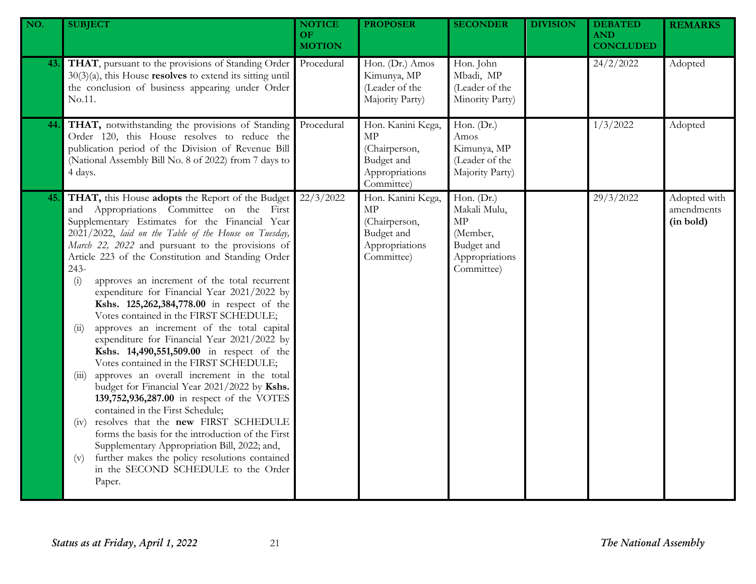| NO. | SUBJECT | NOTICE OF MOTION | PROPOSER | SECONDER | DIVISION | DEBATED AND CONCLUDED | REMARKS |
|---|---|---|---|---|---|---|---|
| 43. | **THAT**, pursuant to the provisions of Standing Order 30(3)(a), this House **resolves** to extend its sitting until the conclusion of business appearing under Order No.11. | Procedural | Hon. (Dr.) Amos Kimunya, MP (Leader of the Majority Party) | Hon. John Mbadi, MP (Leader of the Minority Party) | | 24/2/2022 | Adopted |
| 44. | **THAT,** notwithstanding the provisions of Standing Order 120, this House resolves to reduce the publication period of the Division of Revenue Bill (National Assembly Bill No. 8 of 2022) from 7 days to 4 days. | Procedural | Hon. Kanini Kega, MP (Chairperson, Budget and Appropriations Committee) | Hon. (Dr.) Amos Kimunya, MP (Leader of the Majority Party) | | 1/3/2022 | Adopted |
| 45. | **THAT,** this House **adopts** the Report of the Budget and Appropriations Committee on the First Supplementary Estimates for the Financial Year 2021/2022, *laid on the Table of the House on Tuesday, March 22, 2022* and pursuant to the provisions of Article 223 of the Constitution and Standing Order 243- (i) approves an increment of the total recurrent expenditure for Financial Year 2021/2022 by **Kshs. 125,262,384,778.00** in respect of the Votes contained in the FIRST SCHEDULE; (ii) approves an increment of the total capital expenditure for Financial Year 2021/2022 by **Kshs. 14,490,551,509.00** in respect of the Votes contained in the FIRST SCHEDULE; (iii) approves an overall increment in the total budget for Financial Year 2021/2022 by **Kshs. 139,752,936,287.00** in respect of the VOTES contained in the First Schedule; (iv) resolves that the **new** FIRST SCHEDULE forms the basis for the introduction of the First Supplementary Appropriation Bill, 2022; and, (v) further makes the policy resolutions contained in the SECOND SCHEDULE to the Order Paper. | 22/3/2022 | Hon. Kanini Kega, MP (Chairperson, Budget and Appropriations Committee) | Hon. (Dr.) Makali Mulu, MP (Member, Budget and Appropriations Committee) | | 29/3/2022 | Adopted with amendments **(in bold)** |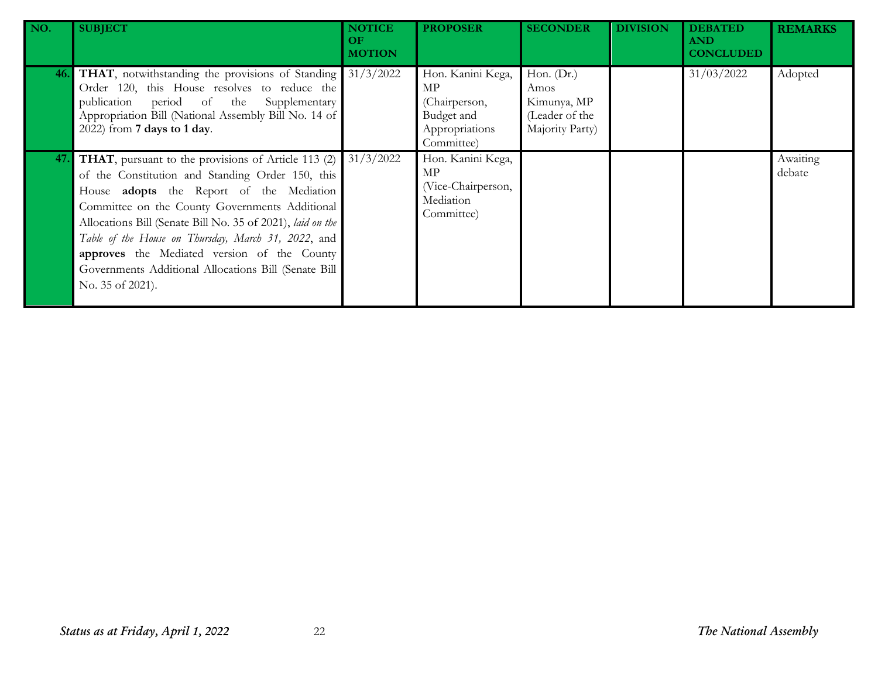| NO. | SUBJECT | NOTICE OF MOTION | PROPOSER | SECONDER | DIVISION | DEBATED AND CONCLUDED | REMARKS |
|---|---|---|---|---|---|---|---|
| 46. | **THAT**, notwithstanding the provisions of Standing Order 120, this House resolves to reduce the publication period of the Supplementary Appropriation Bill (National Assembly Bill No. 14 of 2022) from **7 days to 1 day**. | 31/3/2022 | Hon. Kanini Kega, MP (Chairperson, Budget and Appropriations Committee) | Hon. (Dr.) Amos Kimunya, MP (Leader of the Majority Party) | | 31/03/2022 | Adopted |
| 47. | **THAT**, pursuant to the provisions of Article 113 (2) of the Constitution and Standing Order 150, this House **adopts** the Report of the Mediation Committee on the County Governments Additional Allocations Bill (Senate Bill No. 35 of 2021), *laid on the Table of the House on Thursday, March 31, 2022*, and **approves** the Mediated version of the County Governments Additional Allocations Bill (Senate Bill No. 35 of 2021). | 31/3/2022 | Hon. Kanini Kega, MP (Vice-Chairperson, Mediation Committee) | | | | Awaiting debate |